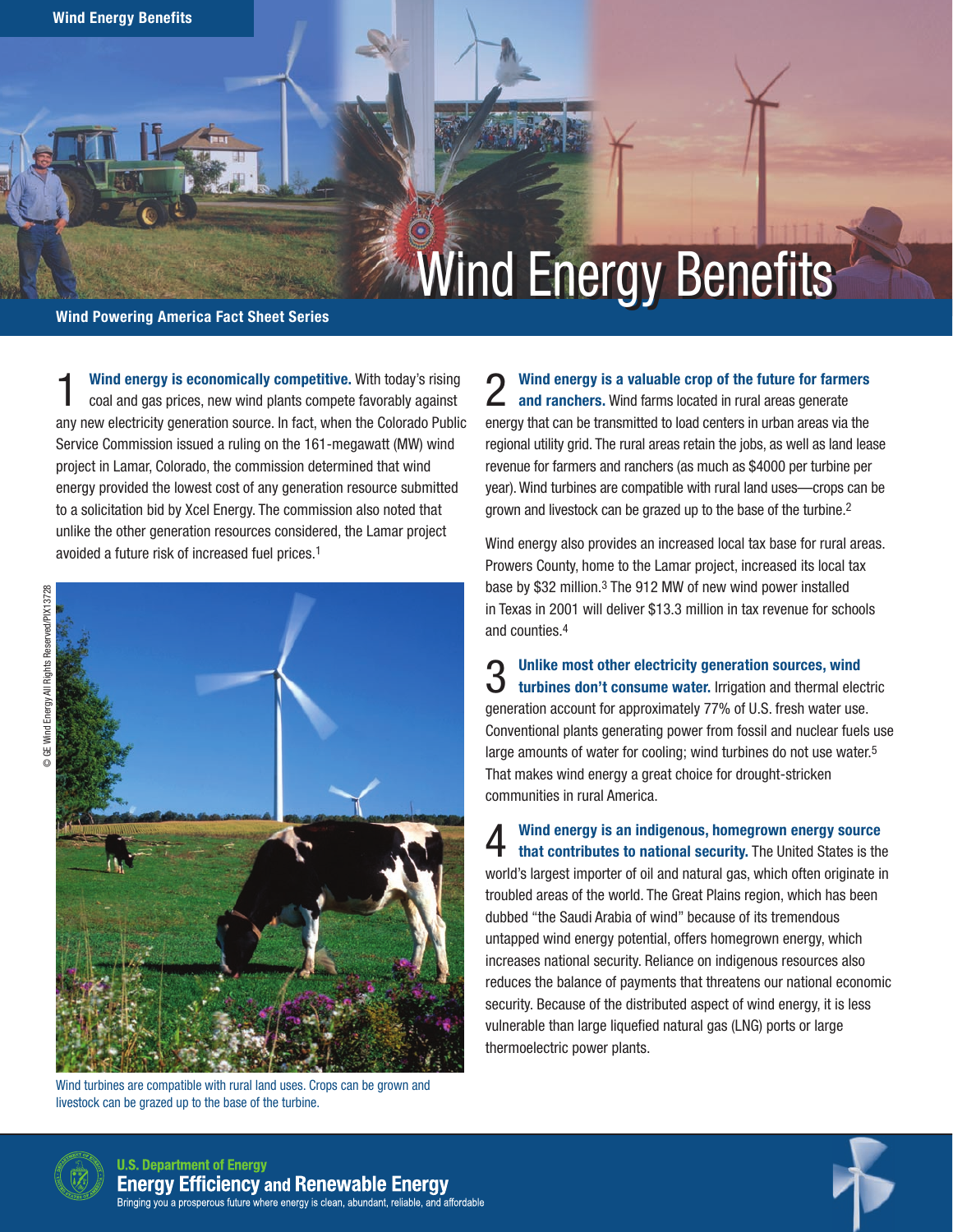# Wind Energy Benefits

**Wind Powering America Fact Sheet Series**

1 **Wind energy is economically competitive.** With today's rising coal and gas prices, new wind plants compete favorably against any new electricity generation source. In fact, when the Colorado Public Service Commission issued a ruling on the 161-megawatt (MW) wind project in Lamar, Colorado, the commission determined that wind energy provided the lowest cost of any generation resource submitted to a solicitation bid by Xcel Energy. The commission also noted that unlike the other generation resources considered, the Lamar project avoided a future risk of increased fuel prices.[1]

© GE Wind Energy All Rights Reserved/PIX13728

Wind turbines are compatible with rural land uses. Crops can be grown and livestock can be grazed up to the base of the turbine.

2 **Wind energy is a valuable crop of the future for farmers and ranchers.** Wind farms located in rural areas generate energy that can be transmitted to load centers in urban areas via the regional utility grid. The rural areas retain the jobs, as well as land lease revenue for farmers and ranchers (as much as $4000 per turbine per year). Wind turbines are compatible with rural land uses—crops can be grown and livestock can be grazed up to the base of the turbine.[2]

Wind energy also provides an increased local tax base for rural areas. Prowers County, home to the Lamar project, increased its local tax base by $32 million.[3] The 912 MW of new wind power installed in Texas in 2001 will deliver $13.3 million in tax revenue for schools and counties.[4]

3 **Unlike most other electricity generation sources, wind turbines don't consume water.** Irrigation and thermal electric generation account for approximately 77% of U.S. fresh water use. Conventional plants generating power from fossil and nuclear fuels use large amounts of water for cooling; wind turbines do not use water.[5] That makes wind energy a great choice for drought-stricken communities in rural America.

4 **Wind energy is an indigenous, homegrown energy source that contributes to national security.** The United States is the world's largest importer of oil and natural gas, which often originate in troubled areas of the world. The Great Plains region, which has been dubbed "the Saudi Arabia of wind" because of its tremendous untapped wind energy potential, offers homegrown energy, which increases national security. Reliance on indigenous resources also reduces the balance of payments that threatens our national economic security. Because of the distributed aspect of wind energy, it is less vulnerable than large liquefied natural gas (LNG) ports or large thermoelectric power plants.

**U.S. Department of Energy**
**Energy Efficiency and Renewable Energy**
Bringing you a prosperous future where energy is clean, abundant, reliable, and affordable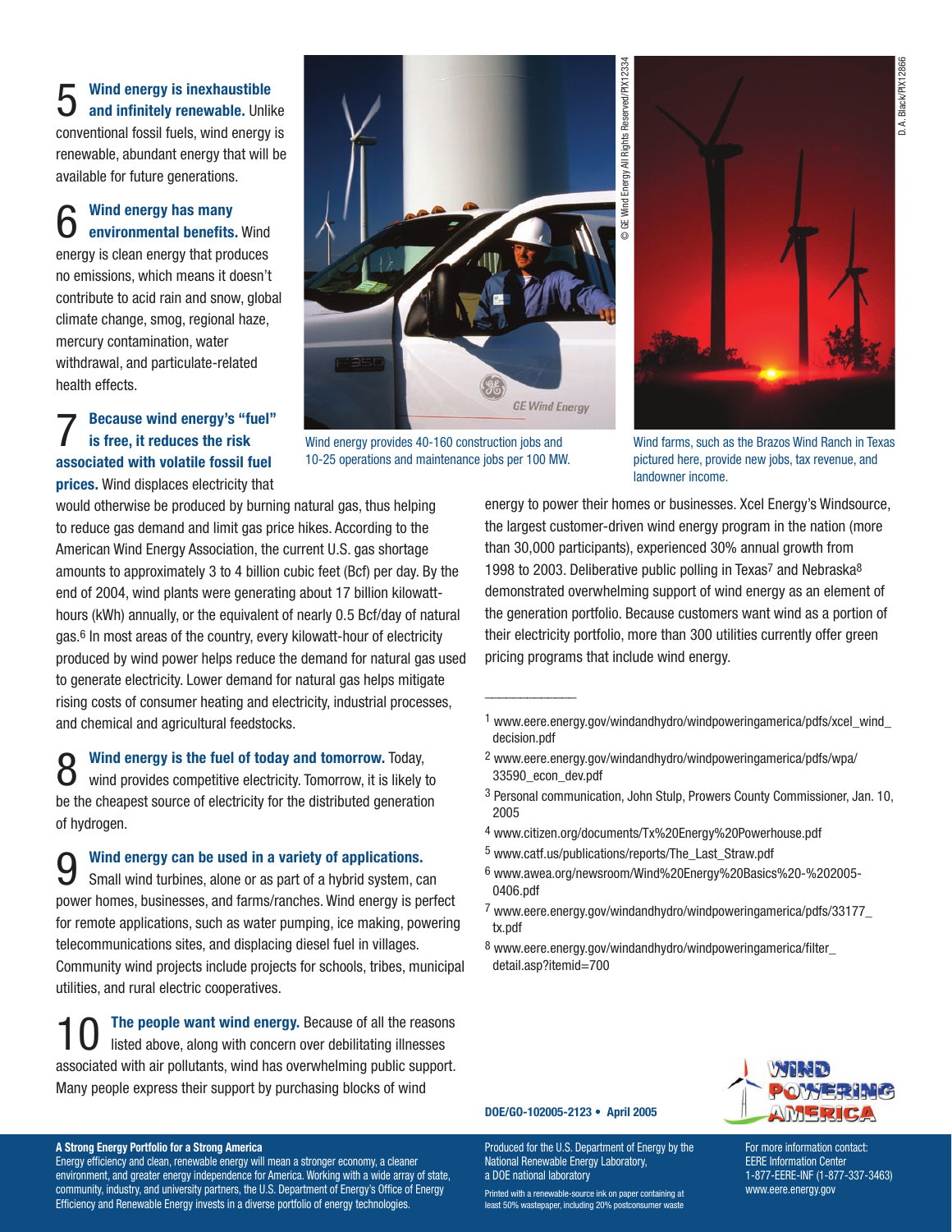**5 Wind energy is inexhaustible and infinitely renewable.** Unlike conventional fossil fuels, wind energy is renewable, abundant energy that will be available for future generations.

**6 Wind energy has many environmental benefits.** Wind energy is clean energy that produces no emissions, which means it doesn't contribute to acid rain and snow, global climate change, smog, regional haze, mercury contamination, water withdrawal, and particulate-related health effects.

**7 Because wind energy's "fuel" is free, it reduces the risk associated with volatile fossil fuel prices.** Wind displaces electricity that would otherwise be produced by burning natural gas, thus helping to reduce gas demand and limit gas price hikes. According to the American Wind Energy Association, the current U.S. gas shortage amounts to approximately 3 to 4 billion cubic feet (Bcf) per day. By the end of 2004, wind plants were generating about 17 billion kilowatt-hours (kWh) annually, or the equivalent of nearly 0.5 Bcf/day of natural gas.[6] In most areas of the country, every kilowatt-hour of electricity produced by wind power helps reduce the demand for natural gas used to generate electricity. Lower demand for natural gas helps mitigate rising costs of consumer heating and electricity, industrial processes, and chemical and agricultural feedstocks.

**8 Wind energy is the fuel of today and tomorrow.** Today, wind provides competitive electricity. Tomorrow, it is likely to be the cheapest source of electricity for the distributed generation of hydrogen.

**9 Wind energy can be used in a variety of applications.** Small wind turbines, alone or as part of a hybrid system, can power homes, businesses, and farms/ranches. Wind energy is perfect for remote applications, such as water pumping, ice making, powering telecommunications sites, and displacing diesel fuel in villages. Community wind projects include projects for schools, tribes, municipal utilities, and rural electric cooperatives.

**10 The people want wind energy.** Because of all the reasons listed above, along with concern over debilitating illnesses associated with air pollutants, wind has overwhelming public support. Many people express their support by purchasing blocks of wind energy to power their homes or businesses. Xcel Energy's Windsource, the largest customer-driven wind energy program in the nation (more than 30,000 participants), experienced 30% annual growth from 1998 to 2003. Deliberative public polling in Texas[7] and Nebraska[8] demonstrated overwhelming support of wind energy as an element of the generation portfolio. Because customers want wind as a portion of their electricity portfolio, more than 300 utilities currently offer green pricing programs that include wind energy.

Wind energy provides 40-160 construction jobs and 10-25 operations and maintenance jobs per 100 MW.

© GE Wind Energy All Rights Reserved/PIX12334

Wind farms, such as the Brazos Wind Ranch in Texas pictured here, provide new jobs, tax revenue, and landowner income.

D.A. Black/PIX12866

---

1 www.eere.energy.gov/windandhydro/windpoweringamerica/pdfs/xcel_wind_decision.pdf

2 www.eere.energy.gov/windandhydro/windpoweringamerica/pdfs/wpa/33590_econ_dev.pdf

3 Personal communication, John Stulp, Prowers County Commissioner, Jan. 10, 2005

4 www.citizen.org/documents/Tx%20Energy%20Powerhouse.pdf

5 www.catf.us/publications/reports/The_Last_Straw.pdf

6 www.awea.org/newsroom/Wind%20Energy%20Basics%20-%202005-0406.pdf

7 www.eere.energy.gov/windandhydro/windpoweringamerica/pdfs/33177_tx.pdf

8 www.eere.energy.gov/windandhydro/windpoweringamerica/filter_detail.asp?itemid=700

**DOE/GO-102005-2123 • April 2005**

WIND POWERING AMERICA

**A Strong Energy Portfolio for a Strong America**
Energy efficiency and clean, renewable energy will mean a stronger economy, a cleaner environment, and greater energy independence for America. Working with a wide array of state, community, industry, and university partners, the U.S. Department of Energy's Office of Energy Efficiency and Renewable Energy invests in a diverse portfolio of energy technologies.

Produced for the U.S. Department of Energy by the National Renewable Energy Laboratory, a DOE national laboratory

Printed with a renewable-source ink on paper containing at least 50% wastepaper, including 20% postconsumer waste

For more information contact:
EERE Information Center
1-877-EERE-INF (1-877-337-3463)
www.eere.energy.gov